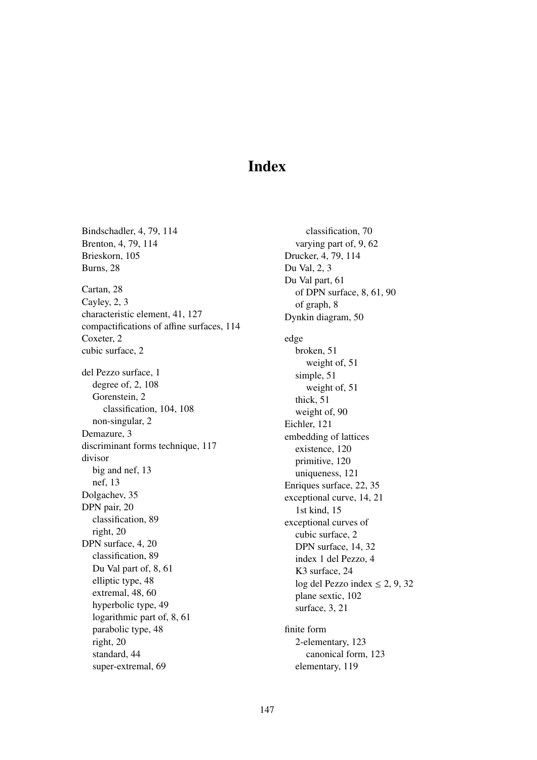# Index

Bindschadler, 4, 79, 114
Brenton, 4, 79, 114
Brieskorn, 105
Burns, 28

Cartan, 28
Cayley, 2, 3
characteristic element, 41, 127
compactifications of affine surfaces, 114
Coxeter, 2
cubic surface, 2

del Pezzo surface, 1
- degree of, 2, 108
- Gorenstein, 2
  - classification, 104, 108
- non-singular, 2

Demazure, 3
discriminant forms technique, 117
divisor
- big and nef, 13
- nef, 13

Dolgachev, 35
DPN pair, 20
- classification, 89
- right, 20

DPN surface, 4, 20
- classification, 89
- Du Val part of, 8, 61
- elliptic type, 48
- extremal, 48, 60
- hyperbolic type, 49
- logarithmic part of, 8, 61
- parabolic type, 48
- right, 20
- standard, 44
- super-extremal, 69
  - classification, 70
- varying part of, 9, 62

Drucker, 4, 79, 114
Du Val, 2, 3
Du Val part, 61
- of DPN surface, 8, 61, 90
- of graph, 8

Dynkin diagram, 50

edge
- broken, 51
  - weight of, 51
- simple, 51
  - weight of, 51
- thick, 51
- weight of, 90

Eichler, 121
embedding of lattices
- existence, 120
- primitive, 120
- uniqueness, 121

Enriques surface, 22, 35
exceptional curve, 14, 21
- 1st kind, 15

exceptional curves of
- cubic surface, 2
- DPN surface, 14, 32
- index 1 del Pezzo, 4
- K3 surface, 24
- log del Pezzo index $\leq 2$, 9, 32
- plane sextic, 102
- surface, 3, 21

finite form
- 2-elementary, 123
  - canonical form, 123
- elementary, 119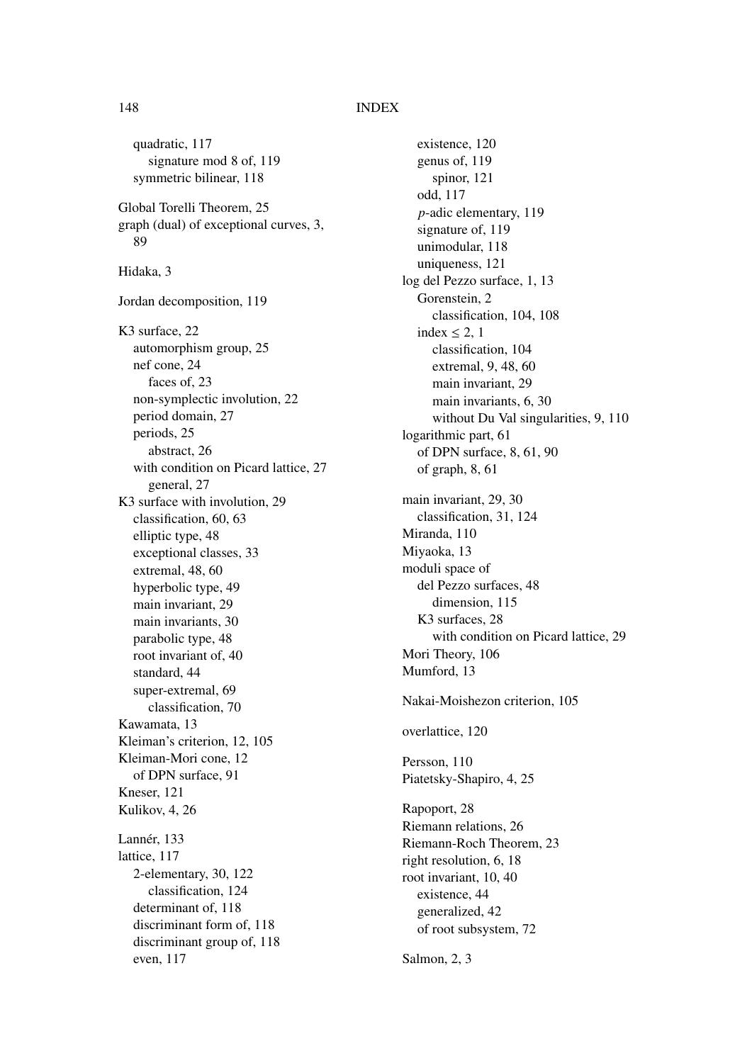quadratic, 117
    signature mod 8 of, 119
  symmetric bilinear, 118

Global Torelli Theorem, 25
graph (dual) of exceptional curves, 3, 89

Hidaka, 3

Jordan decomposition, 119

K3 surface, 22
  automorphism group, 25
  nef cone, 24
    faces of, 23
  non-symplectic involution, 22
  period domain, 27
  periods, 25
    abstract, 26
  with condition on Picard lattice, 27
    general, 27
K3 surface with involution, 29
  classification, 60, 63
  elliptic type, 48
  exceptional classes, 33
  extremal, 48, 60
  hyperbolic type, 49
  main invariant, 29
  main invariants, 30
  parabolic type, 48
  root invariant of, 40
  standard, 44
  super-extremal, 69
    classification, 70
Kawamata, 13
Kleiman's criterion, 12, 105
Kleiman-Mori cone, 12
  of DPN surface, 91
Kneser, 121
Kulikov, 4, 26

Lannér, 133
lattice, 117
  2-elementary, 30, 122
    classification, 124
  determinant of, 118
  discriminant form of, 118
  discriminant group of, 118
  even, 117
  existence, 120
  genus of, 119
    spinor, 121
  odd, 117
  $p$-adic elementary, 119
  signature of, 119
  unimodular, 118
  uniqueness, 121
log del Pezzo surface, 1, 13
  Gorenstein, 2
    classification, 104, 108
  index $\leq 2$, 1
    classification, 104
    extremal, 9, 48, 60
    main invariant, 29
    main invariants, 6, 30
    without Du Val singularities, 9, 110
logarithmic part, 61
  of DPN surface, 8, 61, 90
  of graph, 8, 61

main invariant, 29, 30
  classification, 31, 124
Miranda, 110
Miyaoka, 13
moduli space of
  del Pezzo surfaces, 48
    dimension, 115
  K3 surfaces, 28
    with condition on Picard lattice, 29
Mori Theory, 106
Mumford, 13

Nakai-Moishezon criterion, 105

overlattice, 120

Persson, 110
Piatetsky-Shapiro, 4, 25

Rapoport, 28
Riemann relations, 26
Riemann-Roch Theorem, 23
right resolution, 6, 18
root invariant, 10, 40
  existence, 44
  generalized, 42
  of root subsystem, 72

Salmon, 2, 3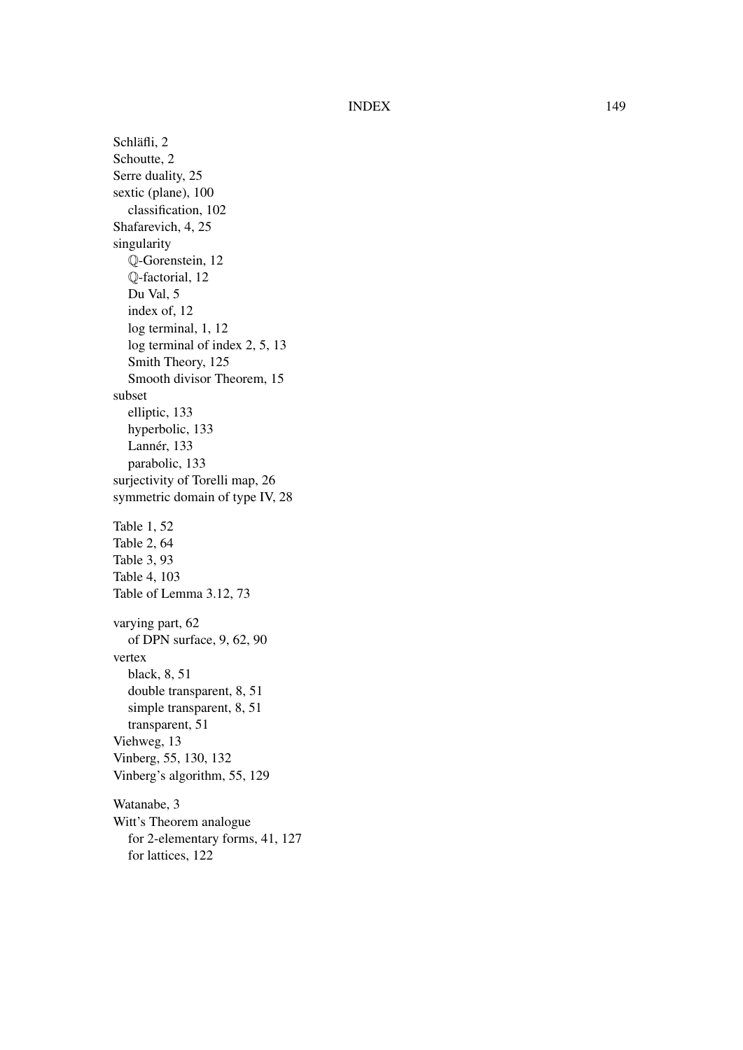Schläfli, 2
Schoutte, 2
Serre duality, 25
sextic (plane), 100
  classification, 102
Shafarevich, 4, 25
singularity
  $\mathbb{Q}$-Gorenstein, 12
  $\mathbb{Q}$-factorial, 12
  Du Val, 5
  index of, 12
  log terminal, 1, 12
  log terminal of index 2, 5, 13
  Smith Theory, 125
  Smooth divisor Theorem, 15
subset
  elliptic, 133
  hyperbolic, 133
  Lannér, 133
  parabolic, 133
surjectivity of Torelli map, 26
symmetric domain of type IV, 28

Table 1, 52
Table 2, 64
Table 3, 93
Table 4, 103
Table of Lemma 3.12, 73

varying part, 62
  of DPN surface, 9, 62, 90
vertex
  black, 8, 51
  double transparent, 8, 51
  simple transparent, 8, 51
  transparent, 51
Viehweg, 13
Vinberg, 55, 130, 132
Vinberg's algorithm, 55, 129

Watanabe, 3
Witt's Theorem analogue
  for 2-elementary forms, 41, 127
  for lattices, 122